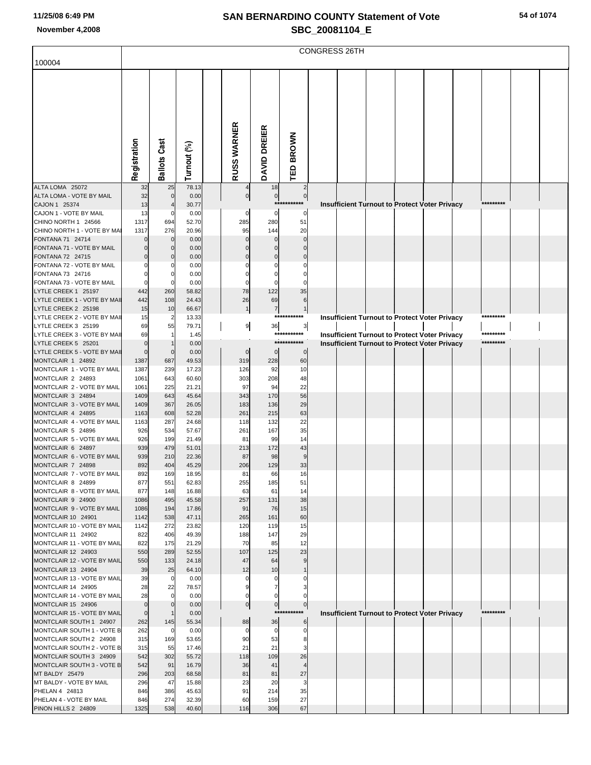# SAN BERNARDINO COUNTY Statement of Vote

## SBC_20081104_E

November 4,2008

100004

CONGRESS 26TH

| | Registration | Ballots Cast | Turnout (%) | | RUSS WARNER | DAVID DREIER | TED BROWN |
|---|---|---|---|---|---|---|---|
| ALTA LOMA 25072 | 32 | 25 | 78.13 | | 4 | 18 | 2 |
| ALTA LOMA - VOTE BY MAIL | 32 | 0 | 0.00 | | 0 | 0 | 0 |
| CAJON 1 25374 | 13 | 4 | 30.77 | | *********** Insufficient Turnout to Protect Voter Privacy ********* | | |
| CAJON 1 - VOTE BY MAIL | 13 | 0 | 0.00 | | 0 | 0 | 0 |
| CHINO NORTH 1 24566 | 1317 | 694 | 52.70 | | 285 | 280 | 51 |
| CHINO NORTH 1 - VOTE BY MAIL | 1317 | 276 | 20.96 | | 95 | 144 | 20 |
| FONTANA 71 24714 | 0 | 0 | 0.00 | | 0 | 0 | 0 |
| FONTANA 71 - VOTE BY MAIL | 0 | 0 | 0.00 | | 0 | 0 | 0 |
| FONTANA 72 24715 | 0 | 0 | 0.00 | | 0 | 0 | 0 |
| FONTANA 72 - VOTE BY MAIL | 0 | 0 | 0.00 | | 0 | 0 | 0 |
| FONTANA 73 24716 | 0 | 0 | 0.00 | | 0 | 0 | 0 |
| FONTANA 73 - VOTE BY MAIL | 0 | 0 | 0.00 | | 0 | 0 | 0 |
| LYTLE CREEK 1 25197 | 442 | 260 | 58.82 | | 78 | 122 | 35 |
| LYTLE CREEK 1 - VOTE BY MAIL | 442 | 108 | 24.43 | | 26 | 69 | 6 |
| LYTLE CREEK 2 25198 | 15 | 10 | 66.67 | | 1 | 7 | 1 |
| LYTLE CREEK 2 - VOTE BY MAIL | 15 | 2 | 13.33 | | *********** Insufficient Turnout to Protect Voter Privacy ********* | | |
| LYTLE CREEK 3 25199 | 69 | 55 | 79.71 | | 9 | 36 | 3 |
| LYTLE CREEK 3 - VOTE BY MAIL | 69 | 1 | 1.45 | | *********** Insufficient Turnout to Protect Voter Privacy ********* | | |
| LYTLE CREEK 5 25201 | 0 | 1 | 0.00 | | *********** Insufficient Turnout to Protect Voter Privacy ********* | | |
| LYTLE CREEK 5 - VOTE BY MAIL | 0 | 0 | 0.00 | | 0 | 0 | 0 |
| MONTCLAIR 1 24892 | 1387 | 687 | 49.53 | | 319 | 228 | 60 |
| MONTCLAIR 1 - VOTE BY MAIL | 1387 | 239 | 17.23 | | 126 | 92 | 10 |
| MONTCLAIR 2 24893 | 1061 | 643 | 60.60 | | 303 | 208 | 48 |
| MONTCLAIR 2 - VOTE BY MAIL | 1061 | 225 | 21.21 | | 97 | 94 | 22 |
| MONTCLAIR 3 24894 | 1409 | 643 | 45.64 | | 343 | 170 | 56 |
| MONTCLAIR 3 - VOTE BY MAIL | 1409 | 367 | 26.05 | | 183 | 136 | 29 |
| MONTCLAIR 4 24895 | 1163 | 608 | 52.28 | | 261 | 215 | 63 |
| MONTCLAIR 4 - VOTE BY MAIL | 1163 | 287 | 24.68 | | 118 | 132 | 22 |
| MONTCLAIR 5 24896 | 926 | 534 | 57.67 | | 261 | 167 | 35 |
| MONTCLAIR 5 - VOTE BY MAIL | 926 | 199 | 21.49 | | 81 | 99 | 14 |
| MONTCLAIR 6 24897 | 939 | 479 | 51.01 | | 213 | 172 | 43 |
| MONTCLAIR 6 - VOTE BY MAIL | 939 | 210 | 22.36 | | 87 | 98 | 9 |
| MONTCLAIR 7 24898 | 892 | 404 | 45.29 | | 206 | 129 | 33 |
| MONTCLAIR 7 - VOTE BY MAIL | 892 | 169 | 18.95 | | 81 | 66 | 16 |
| MONTCLAIR 8 24899 | 877 | 551 | 62.83 | | 255 | 185 | 51 |
| MONTCLAIR 8 - VOTE BY MAIL | 877 | 148 | 16.88 | | 63 | 61 | 14 |
| MONTCLAIR 9 24900 | 1086 | 495 | 45.58 | | 257 | 131 | 38 |
| MONTCLAIR 9 - VOTE BY MAIL | 1086 | 194 | 17.86 | | 91 | 76 | 15 |
| MONTCLAIR 10 24901 | 1142 | 538 | 47.11 | | 265 | 161 | 60 |
| MONTCLAIR 10 - VOTE BY MAIL | 1142 | 272 | 23.82 | | 120 | 119 | 15 |
| MONTCLAIR 11 24902 | 822 | 406 | 49.39 | | 188 | 147 | 29 |
| MONTCLAIR 11 - VOTE BY MAIL | 822 | 175 | 21.29 | | 70 | 85 | 12 |
| MONTCLAIR 12 24903 | 550 | 289 | 52.55 | | 107 | 125 | 23 |
| MONTCLAIR 12 - VOTE BY MAIL | 550 | 133 | 24.18 | | 47 | 64 | 9 |
| MONTCLAIR 13 24904 | 39 | 25 | 64.10 | | 12 | 10 | 1 |
| MONTCLAIR 13 - VOTE BY MAIL | 39 | 0 | 0.00 | | 0 | 0 | 0 |
| MONTCLAIR 14 24905 | 28 | 22 | 78.57 | | 9 | 7 | 3 |
| MONTCLAIR 14 - VOTE BY MAIL | 28 | 0 | 0.00 | | 0 | 0 | 0 |
| MONTCLAIR 15 24906 | 0 | 0 | 0.00 | | 0 | 0 | 0 |
| MONTCLAIR 15 - VOTE BY MAIL | 0 | 1 | 0.00 | | *********** Insufficient Turnout to Protect Voter Privacy ********* | | |
| MONTCLAIR SOUTH 1 24907 | 262 | 145 | 55.34 | | 88 | 36 | 6 |
| MONTCLAIR SOUTH 1 - VOTE BY MAIL | 262 | 0 | 0.00 | | 0 | 0 | 0 |
| MONTCLAIR SOUTH 2 24908 | 315 | 169 | 53.65 | | 90 | 53 | 8 |
| MONTCLAIR SOUTH 2 - VOTE BY MAIL | 315 | 55 | 17.46 | | 21 | 21 | 3 |
| MONTCLAIR SOUTH 3 24909 | 542 | 302 | 55.72 | | 118 | 109 | 26 |
| MONTCLAIR SOUTH 3 - VOTE BY MAIL | 542 | 91 | 16.79 | | 36 | 41 | 4 |
| MT BALDY 25479 | 296 | 203 | 68.58 | | 81 | 81 | 27 |
| MT BALDY - VOTE BY MAIL | 296 | 47 | 15.88 | | 23 | 20 | 3 |
| PHELAN 4 24813 | 846 | 386 | 45.63 | | 91 | 214 | 35 |
| PHELAN 4 - VOTE BY MAIL | 846 | 274 | 32.39 | | 60 | 159 | 27 |
| PINON HILLS 2 24809 | 1325 | 538 | 40.60 | | 116 | 306 | 67 |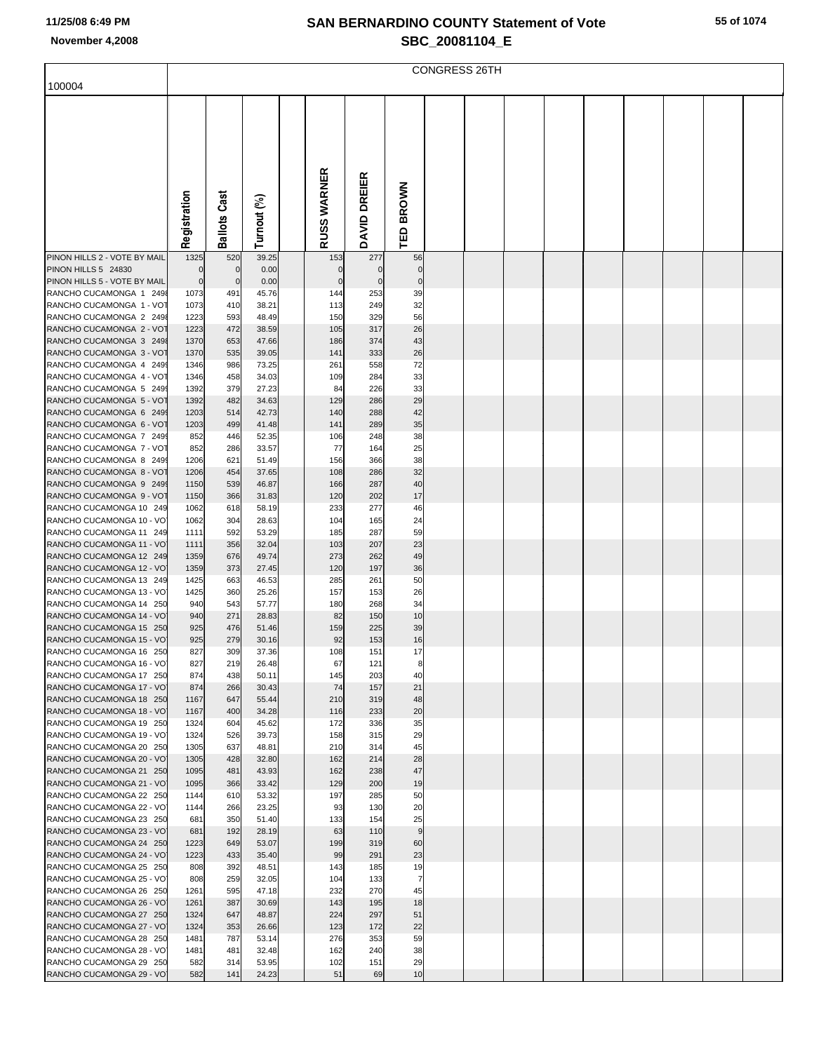# SAN BERNARDINO COUNTY Statement of Vote

## SBC_20081104_E

November 4,2008

| 100004 | CONGRESS 26TH | | | | | | |
|---|---|---|---|---|---|---|---|
| | Registration | Ballots Cast | Turnout (%) | | RUSS WARNER | DAVID DREIER | TED BROWN |
| PINON HILLS 2 - VOTE BY MAIL | 1325 | 520 | 39.25 | | 153 | 277 | 56 |
| PINON HILLS 5 24830 | 0 | 0 | 0.00 | | 0 | 0 | 0 |
| PINON HILLS 5 - VOTE BY MAIL | 0 | 0 | 0.00 | | 0 | 0 | 0 |
| RANCHO CUCAMONGA 1 249 | 1073 | 491 | 45.76 | | 144 | 253 | 39 |
| RANCHO CUCAMONGA 1 - VOT | 1073 | 410 | 38.21 | | 113 | 249 | 32 |
| RANCHO CUCAMONGA 2 249 | 1223 | 593 | 48.49 | | 150 | 329 | 56 |
| RANCHO CUCAMONGA 2 - VOT | 1223 | 472 | 38.59 | | 105 | 317 | 26 |
| RANCHO CUCAMONGA 3 249 | 1370 | 653 | 47.66 | | 186 | 374 | 43 |
| RANCHO CUCAMONGA 3 - VOT | 1370 | 535 | 39.05 | | 141 | 333 | 26 |
| RANCHO CUCAMONGA 4 249 | 1346 | 986 | 73.25 | | 261 | 558 | 72 |
| RANCHO CUCAMONGA 4 - VOT | 1346 | 458 | 34.03 | | 109 | 284 | 33 |
| RANCHO CUCAMONGA 5 249 | 1392 | 379 | 27.23 | | 84 | 226 | 33 |
| RANCHO CUCAMONGA 5 - VOT | 1392 | 482 | 34.63 | | 129 | 286 | 29 |
| RANCHO CUCAMONGA 6 249 | 1203 | 514 | 42.73 | | 140 | 288 | 42 |
| RANCHO CUCAMONGA 6 - VOT | 1203 | 499 | 41.48 | | 141 | 289 | 35 |
| RANCHO CUCAMONGA 7 249 | 852 | 446 | 52.35 | | 106 | 248 | 38 |
| RANCHO CUCAMONGA 7 - VOT | 852 | 286 | 33.57 | | 77 | 164 | 25 |
| RANCHO CUCAMONGA 8 249 | 1206 | 621 | 51.49 | | 156 | 366 | 38 |
| RANCHO CUCAMONGA 8 - VOT | 1206 | 454 | 37.65 | | 108 | 286 | 32 |
| RANCHO CUCAMONGA 9 249 | 1150 | 539 | 46.87 | | 166 | 287 | 40 |
| RANCHO CUCAMONGA 9 - VOT | 1150 | 366 | 31.83 | | 120 | 202 | 17 |
| RANCHO CUCAMONGA 10 249 | 1062 | 618 | 58.19 | | 233 | 277 | 46 |
| RANCHO CUCAMONGA 10 - VO | 1062 | 304 | 28.63 | | 104 | 165 | 24 |
| RANCHO CUCAMONGA 11 249 | 1111 | 592 | 53.29 | | 185 | 287 | 59 |
| RANCHO CUCAMONGA 11 - VO | 1111 | 356 | 32.04 | | 103 | 207 | 23 |
| RANCHO CUCAMONGA 12 249 | 1359 | 676 | 49.74 | | 273 | 262 | 49 |
| RANCHO CUCAMONGA 12 - VO | 1359 | 373 | 27.45 | | 120 | 197 | 36 |
| RANCHO CUCAMONGA 13 249 | 1425 | 663 | 46.53 | | 285 | 261 | 50 |
| RANCHO CUCAMONGA 13 - VO | 1425 | 360 | 25.26 | | 157 | 153 | 26 |
| RANCHO CUCAMONGA 14 250 | 940 | 543 | 57.77 | | 180 | 268 | 34 |
| RANCHO CUCAMONGA 14 - VO | 940 | 271 | 28.83 | | 82 | 150 | 10 |
| RANCHO CUCAMONGA 15 250 | 925 | 476 | 51.46 | | 159 | 225 | 39 |
| RANCHO CUCAMONGA 15 - VO | 925 | 279 | 30.16 | | 92 | 153 | 16 |
| RANCHO CUCAMONGA 16 250 | 827 | 309 | 37.36 | | 108 | 151 | 17 |
| RANCHO CUCAMONGA 16 - VO | 827 | 219 | 26.48 | | 67 | 121 | 8 |
| RANCHO CUCAMONGA 17 250 | 874 | 438 | 50.11 | | 145 | 203 | 40 |
| RANCHO CUCAMONGA 17 - VO | 874 | 266 | 30.43 | | 74 | 157 | 21 |
| RANCHO CUCAMONGA 18 250 | 1167 | 647 | 55.44 | | 210 | 319 | 48 |
| RANCHO CUCAMONGA 18 - VO | 1167 | 400 | 34.28 | | 116 | 233 | 20 |
| RANCHO CUCAMONGA 19 250 | 1324 | 604 | 45.62 | | 172 | 336 | 35 |
| RANCHO CUCAMONGA 19 - VO | 1324 | 526 | 39.73 | | 158 | 315 | 29 |
| RANCHO CUCAMONGA 20 250 | 1305 | 637 | 48.81 | | 210 | 314 | 45 |
| RANCHO CUCAMONGA 20 - VO | 1305 | 428 | 32.80 | | 162 | 214 | 28 |
| RANCHO CUCAMONGA 21 250 | 1095 | 481 | 43.93 | | 162 | 238 | 47 |
| RANCHO CUCAMONGA 21 - VO | 1095 | 366 | 33.42 | | 129 | 200 | 19 |
| RANCHO CUCAMONGA 22 250 | 1144 | 610 | 53.32 | | 197 | 285 | 50 |
| RANCHO CUCAMONGA 22 - VO | 1144 | 266 | 23.25 | | 93 | 130 | 20 |
| RANCHO CUCAMONGA 23 250 | 681 | 350 | 51.40 | | 133 | 154 | 25 |
| RANCHO CUCAMONGA 23 - VO | 681 | 192 | 28.19 | | 63 | 110 | 9 |
| RANCHO CUCAMONGA 24 250 | 1223 | 649 | 53.07 | | 199 | 319 | 60 |
| RANCHO CUCAMONGA 24 - VO | 1223 | 433 | 35.40 | | 99 | 291 | 23 |
| RANCHO CUCAMONGA 25 250 | 808 | 392 | 48.51 | | 143 | 185 | 19 |
| RANCHO CUCAMONGA 25 - VO | 808 | 259 | 32.05 | | 104 | 133 | 7 |
| RANCHO CUCAMONGA 26 250 | 1261 | 595 | 47.18 | | 232 | 270 | 45 |
| RANCHO CUCAMONGA 26 - VO | 1261 | 387 | 30.69 | | 143 | 195 | 18 |
| RANCHO CUCAMONGA 27 250 | 1324 | 647 | 48.87 | | 224 | 297 | 51 |
| RANCHO CUCAMONGA 27 - VO | 1324 | 353 | 26.66 | | 123 | 172 | 22 |
| RANCHO CUCAMONGA 28 250 | 1481 | 787 | 53.14 | | 276 | 353 | 59 |
| RANCHO CUCAMONGA 28 - VO | 1481 | 481 | 32.48 | | 162 | 240 | 38 |
| RANCHO CUCAMONGA 29 250 | 582 | 314 | 53.95 | | 102 | 151 | 29 |
| RANCHO CUCAMONGA 29 - VO | 582 | 141 | 24.23 | | 51 | 69 | 10 |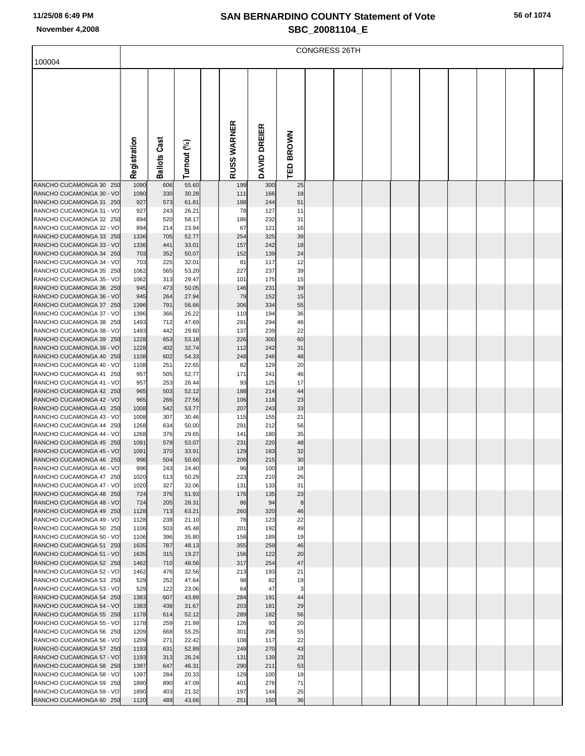# SAN BERNARDINO COUNTY Statement of Vote
## SBC_20081104_E

11/25/08 6:49 PM
November 4,2008

| 100004 | CONGRESS 26TH | | | | | | |
|---|---|---|---|---|---|---|---|
| | Registration | Ballots Cast | Turnout (%) | | RUSS WARNER | DAVID DREIER | TED BROWN |
| RANCHO CUCAMONGA 30 250 | 1090 | 606 | 55.60 | | 199 | 300 | 25 |
| RANCHO CUCAMONGA 30 - VO | 1090 | 330 | 30.28 | | 111 | 166 | 18 |
| RANCHO CUCAMONGA 31 250 | 927 | 573 | 61.81 | | 188 | 244 | 51 |
| RANCHO CUCAMONGA 31 - VO | 927 | 243 | 26.21 | | 78 | 127 | 11 |
| RANCHO CUCAMONGA 32 250 | 894 | 520 | 58.17 | | 186 | 232 | 31 |
| RANCHO CUCAMONGA 32 - VO | 894 | 214 | 23.94 | | 67 | 121 | 16 |
| RANCHO CUCAMONGA 33 250 | 1336 | 705 | 52.77 | | 254 | 325 | 39 |
| RANCHO CUCAMONGA 33 - VO | 1336 | 441 | 33.01 | | 157 | 242 | 18 |
| RANCHO CUCAMONGA 34 250 | 703 | 352 | 50.07 | | 152 | 139 | 24 |
| RANCHO CUCAMONGA 34 - VO | 703 | 225 | 32.01 | | 81 | 117 | 12 |
| RANCHO CUCAMONGA 35 250 | 1062 | 565 | 53.20 | | 227 | 237 | 39 |
| RANCHO CUCAMONGA 35 - VO | 1062 | 313 | 29.47 | | 101 | 175 | 15 |
| RANCHO CUCAMONGA 36 250 | 945 | 473 | 50.05 | | 146 | 231 | 39 |
| RANCHO CUCAMONGA 36 - VO | 945 | 264 | 27.94 | | 79 | 152 | 15 |
| RANCHO CUCAMONGA 37 250 | 1396 | 791 | 56.66 | | 306 | 334 | 55 |
| RANCHO CUCAMONGA 37 - VO | 1396 | 366 | 26.22 | | 110 | 194 | 36 |
| RANCHO CUCAMONGA 38 250 | 1493 | 712 | 47.69 | | 291 | 294 | 46 |
| RANCHO CUCAMONGA 38 - VO | 1493 | 442 | 29.60 | | 137 | 239 | 22 |
| RANCHO CUCAMONGA 39 250 | 1228 | 653 | 53.18 | | 226 | 300 | 60 |
| RANCHO CUCAMONGA 39 - VO | 1228 | 402 | 32.74 | | 112 | 242 | 31 |
| RANCHO CUCAMONGA 40 250 | 1108 | 602 | 54.33 | | 248 | 246 | 48 |
| RANCHO CUCAMONGA 40 - VO | 1108 | 251 | 22.65 | | 82 | 129 | 20 |
| RANCHO CUCAMONGA 41 250 | 957 | 505 | 52.77 | | 171 | 241 | 46 |
| RANCHO CUCAMONGA 41 - VO | 957 | 253 | 26.44 | | 93 | 125 | 17 |
| RANCHO CUCAMONGA 42 250 | 965 | 503 | 52.12 | | 188 | 214 | 44 |
| RANCHO CUCAMONGA 42 - VO | 965 | 266 | 27.56 | | 106 | 118 | 23 |
| RANCHO CUCAMONGA 43 250 | 1008 | 542 | 53.77 | | 207 | 243 | 33 |
| RANCHO CUCAMONGA 43 - VO | 1008 | 307 | 30.46 | | 115 | 155 | 21 |
| RANCHO CUCAMONGA 44 250 | 1268 | 634 | 50.00 | | 291 | 212 | 56 |
| RANCHO CUCAMONGA 44 - VO | 1268 | 376 | 29.65 | | 141 | 180 | 35 |
| RANCHO CUCAMONGA 45 250 | 1091 | 579 | 53.07 | | 231 | 220 | 48 |
| RANCHO CUCAMONGA 45 - VO | 1091 | 370 | 33.91 | | 129 | 183 | 32 |
| RANCHO CUCAMONGA 46 250 | 996 | 504 | 50.60 | | 206 | 215 | 30 |
| RANCHO CUCAMONGA 46 - VO | 996 | 243 | 24.40 | | 96 | 100 | 18 |
| RANCHO CUCAMONGA 47 250 | 1020 | 513 | 50.29 | | 223 | 210 | 26 |
| RANCHO CUCAMONGA 47 - VO | 1020 | 327 | 32.06 | | 131 | 133 | 31 |
| RANCHO CUCAMONGA 48 250 | 724 | 376 | 51.93 | | 176 | 135 | 23 |
| RANCHO CUCAMONGA 48 - VO | 724 | 205 | 28.31 | | 86 | 94 | 8 |
| RANCHO CUCAMONGA 49 250 | 1128 | 713 | 63.21 | | 260 | 320 | 46 |
| RANCHO CUCAMONGA 49 - VO | 1128 | 238 | 21.10 | | 78 | 123 | 22 |
| RANCHO CUCAMONGA 50 250 | 1106 | 503 | 45.48 | | 201 | 192 | 49 |
| RANCHO CUCAMONGA 50 - VO | 1106 | 396 | 35.80 | | 158 | 189 | 19 |
| RANCHO CUCAMONGA 51 250 | 1635 | 787 | 48.13 | | 355 | 259 | 46 |
| RANCHO CUCAMONGA 51 - VO | 1635 | 315 | 19.27 | | 156 | 122 | 20 |
| RANCHO CUCAMONGA 52 250 | 1462 | 710 | 48.56 | | 317 | 254 | 47 |
| RANCHO CUCAMONGA 52 - VO | 1462 | 476 | 32.56 | | 213 | 193 | 21 |
| RANCHO CUCAMONGA 53 250 | 529 | 252 | 47.64 | | 98 | 82 | 19 |
| RANCHO CUCAMONGA 53 - VO | 529 | 122 | 23.06 | | 64 | 47 | 3 |
| RANCHO CUCAMONGA 54 250 | 1383 | 607 | 43.89 | | 284 | 191 | 44 |
| RANCHO CUCAMONGA 54 - VO | 1383 | 438 | 31.67 | | 203 | 181 | 29 |
| RANCHO CUCAMONGA 55 250 | 1178 | 614 | 52.12 | | 289 | 182 | 56 |
| RANCHO CUCAMONGA 55 - VO | 1178 | 259 | 21.99 | | 126 | 93 | 20 |
| RANCHO CUCAMONGA 56 250 | 1209 | 668 | 55.25 | | 301 | 206 | 55 |
| RANCHO CUCAMONGA 56 - VO | 1209 | 271 | 22.42 | | 108 | 117 | 22 |
| RANCHO CUCAMONGA 57 250 | 1193 | 631 | 52.89 | | 249 | 270 | 43 |
| RANCHO CUCAMONGA 57 - VO | 1193 | 313 | 26.24 | | 131 | 139 | 23 |
| RANCHO CUCAMONGA 58 250 | 1397 | 647 | 46.31 | | 290 | 211 | 53 |
| RANCHO CUCAMONGA 58 - VO | 1397 | 284 | 20.33 | | 129 | 100 | 19 |
| RANCHO CUCAMONGA 59 250 | 1890 | 890 | 47.09 | | 401 | 276 | 71 |
| RANCHO CUCAMONGA 59 - VO | 1890 | 403 | 21.32 | | 197 | 144 | 25 |
| RANCHO CUCAMONGA 60 250 | 1120 | 489 | 43.66 | | 251 | 150 | 36 |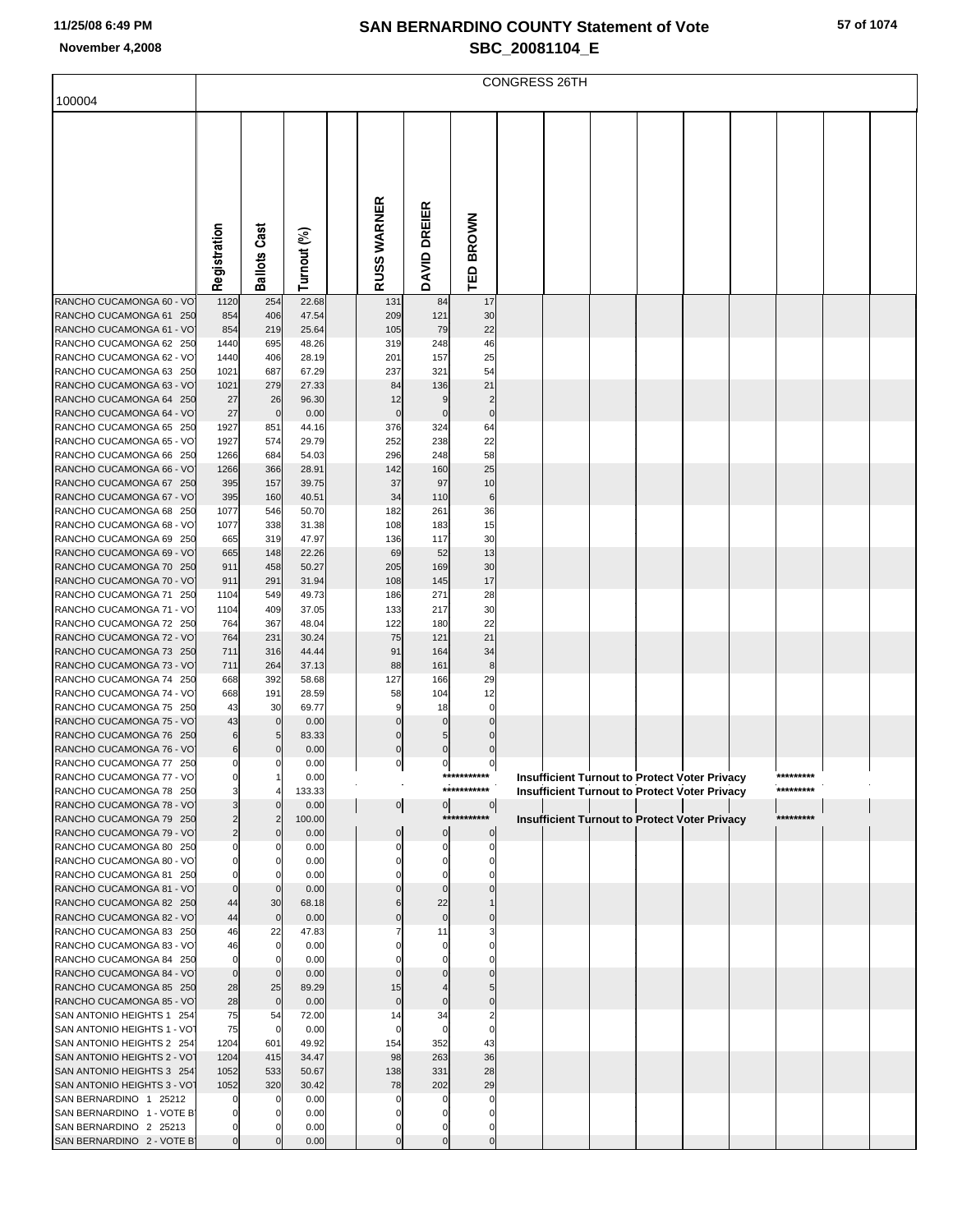# SAN BERNARDINO COUNTY Statement of Vote
## SBC_20081104_E

November 4,2008

| 100004 | Registration | Ballots Cast | Turnout (%) | | RUSS WARNER | DAVID DREIER | TED BROWN |
|---|---|---|---|---|---|---|---|
| | CONGRESS 26TH | | | | | | |
| RANCHO CUCAMONGA 60 - VO | 1120 | 254 | 22.68 | | 131 | 84 | 17 |
| RANCHO CUCAMONGA 61 250 | 854 | 406 | 47.54 | | 209 | 121 | 30 |
| RANCHO CUCAMONGA 61 - VO | 854 | 219 | 25.64 | | 105 | 79 | 22 |
| RANCHO CUCAMONGA 62 250 | 1440 | 695 | 48.26 | | 319 | 248 | 46 |
| RANCHO CUCAMONGA 62 - VO | 1440 | 406 | 28.19 | | 201 | 157 | 25 |
| RANCHO CUCAMONGA 63 250 | 1021 | 687 | 67.29 | | 237 | 321 | 54 |
| RANCHO CUCAMONGA 63 - VO | 1021 | 279 | 27.33 | | 84 | 136 | 21 |
| RANCHO CUCAMONGA 64 250 | 27 | 26 | 96.30 | | 12 | 9 | 2 |
| RANCHO CUCAMONGA 64 - VO | 27 | 0 | 0.00 | | 0 | 0 | 0 |
| RANCHO CUCAMONGA 65 250 | 1927 | 851 | 44.16 | | 376 | 324 | 64 |
| RANCHO CUCAMONGA 65 - VO | 1927 | 574 | 29.79 | | 252 | 238 | 22 |
| RANCHO CUCAMONGA 66 250 | 1266 | 684 | 54.03 | | 296 | 248 | 58 |
| RANCHO CUCAMONGA 66 - VO | 1266 | 366 | 28.91 | | 142 | 160 | 25 |
| RANCHO CUCAMONGA 67 250 | 395 | 157 | 39.75 | | 37 | 97 | 10 |
| RANCHO CUCAMONGA 67 - VO | 395 | 160 | 40.51 | | 34 | 110 | 6 |
| RANCHO CUCAMONGA 68 250 | 1077 | 546 | 50.70 | | 182 | 261 | 36 |
| RANCHO CUCAMONGA 68 - VO | 1077 | 338 | 31.38 | | 108 | 183 | 15 |
| RANCHO CUCAMONGA 69 250 | 665 | 319 | 47.97 | | 136 | 117 | 30 |
| RANCHO CUCAMONGA 69 - VO | 665 | 148 | 22.26 | | 69 | 52 | 13 |
| RANCHO CUCAMONGA 70 250 | 911 | 458 | 50.27 | | 205 | 169 | 30 |
| RANCHO CUCAMONGA 70 - VO | 911 | 291 | 31.94 | | 108 | 145 | 17 |
| RANCHO CUCAMONGA 71 250 | 1104 | 549 | 49.73 | | 186 | 271 | 28 |
| RANCHO CUCAMONGA 71 - VO | 1104 | 409 | 37.05 | | 133 | 217 | 30 |
| RANCHO CUCAMONGA 72 250 | 764 | 367 | 48.04 | | 122 | 180 | 22 |
| RANCHO CUCAMONGA 72 - VO | 764 | 231 | 30.24 | | 75 | 121 | 21 |
| RANCHO CUCAMONGA 73 250 | 711 | 316 | 44.44 | | 91 | 164 | 34 |
| RANCHO CUCAMONGA 73 - VO | 711 | 264 | 37.13 | | 88 | 161 | 8 |
| RANCHO CUCAMONGA 74 250 | 668 | 392 | 58.68 | | 127 | 166 | 29 |
| RANCHO CUCAMONGA 74 - VO | 668 | 191 | 28.59 | | 58 | 104 | 12 |
| RANCHO CUCAMONGA 75 250 | 43 | 30 | 69.77 | | 9 | 18 | 0 |
| RANCHO CUCAMONGA 75 - VO | 43 | 0 | 0.00 | | 0 | 0 | 0 |
| RANCHO CUCAMONGA 76 250 | 6 | 5 | 83.33 | | 0 | 5 | 0 |
| RANCHO CUCAMONGA 76 - VO | 6 | 0 | 0.00 | | 0 | 0 | 0 |
| RANCHO CUCAMONGA 77 250 | 0 | 0 | 0.00 | | 0 | 0 | 0 |
| RANCHO CUCAMONGA 77 - VO | 0 | 1 | 0.00 | | | | *********** Insufficient Turnout to Protect Voter Privacy ********* |
| RANCHO CUCAMONGA 78 250 | 3 | 4 | 133.33 | | | | *********** Insufficient Turnout to Protect Voter Privacy ********* |
| RANCHO CUCAMONGA 78 - VO | 3 | 0 | 0.00 | | 0 | 0 | 0 |
| RANCHO CUCAMONGA 79 250 | 2 | 2 | 100.00 | | | | *********** Insufficient Turnout to Protect Voter Privacy ********* |
| RANCHO CUCAMONGA 79 - VO | 2 | 0 | 0.00 | | 0 | 0 | 0 |
| RANCHO CUCAMONGA 80 250 | 0 | 0 | 0.00 | | 0 | 0 | 0 |
| RANCHO CUCAMONGA 80 - VO | 0 | 0 | 0.00 | | 0 | 0 | 0 |
| RANCHO CUCAMONGA 81 250 | 0 | 0 | 0.00 | | 0 | 0 | 0 |
| RANCHO CUCAMONGA 81 - VO | 0 | 0 | 0.00 | | 0 | 0 | 0 |
| RANCHO CUCAMONGA 82 250 | 44 | 30 | 68.18 | | 6 | 22 | 1 |
| RANCHO CUCAMONGA 82 - VO | 44 | 0 | 0.00 | | 0 | 0 | 0 |
| RANCHO CUCAMONGA 83 250 | 46 | 22 | 47.83 | | 7 | 11 | 3 |
| RANCHO CUCAMONGA 83 - VO | 46 | 0 | 0.00 | | 0 | 0 | 0 |
| RANCHO CUCAMONGA 84 250 | 0 | 0 | 0.00 | | 0 | 0 | 0 |
| RANCHO CUCAMONGA 84 - VO | 0 | 0 | 0.00 | | 0 | 0 | 0 |
| RANCHO CUCAMONGA 85 250 | 28 | 25 | 89.29 | | 15 | 4 | 5 |
| RANCHO CUCAMONGA 85 - VO | 28 | 0 | 0.00 | | 0 | 0 | 0 |
| SAN ANTONIO HEIGHTS 1 254 | 75 | 54 | 72.00 | | 14 | 34 | 2 |
| SAN ANTONIO HEIGHTS 1 - VO | 75 | 0 | 0.00 | | 0 | 0 | 0 |
| SAN ANTONIO HEIGHTS 2 254 | 1204 | 601 | 49.92 | | 154 | 352 | 43 |
| SAN ANTONIO HEIGHTS 2 - VO | 1204 | 415 | 34.47 | | 98 | 263 | 36 |
| SAN ANTONIO HEIGHTS 3 254 | 1052 | 533 | 50.67 | | 138 | 331 | 28 |
| SAN ANTONIO HEIGHTS 3 - VO | 1052 | 320 | 30.42 | | 78 | 202 | 29 |
| SAN BERNARDINO 1 25212 | 0 | 0 | 0.00 | | 0 | 0 | 0 |
| SAN BERNARDINO 1 - VOTE B | 0 | 0 | 0.00 | | 0 | 0 | 0 |
| SAN BERNARDINO 2 25213 | 0 | 0 | 0.00 | | 0 | 0 | 0 |
| SAN BERNARDINO 2 - VOTE B | 0 | 0 | 0.00 | | 0 | 0 | 0 |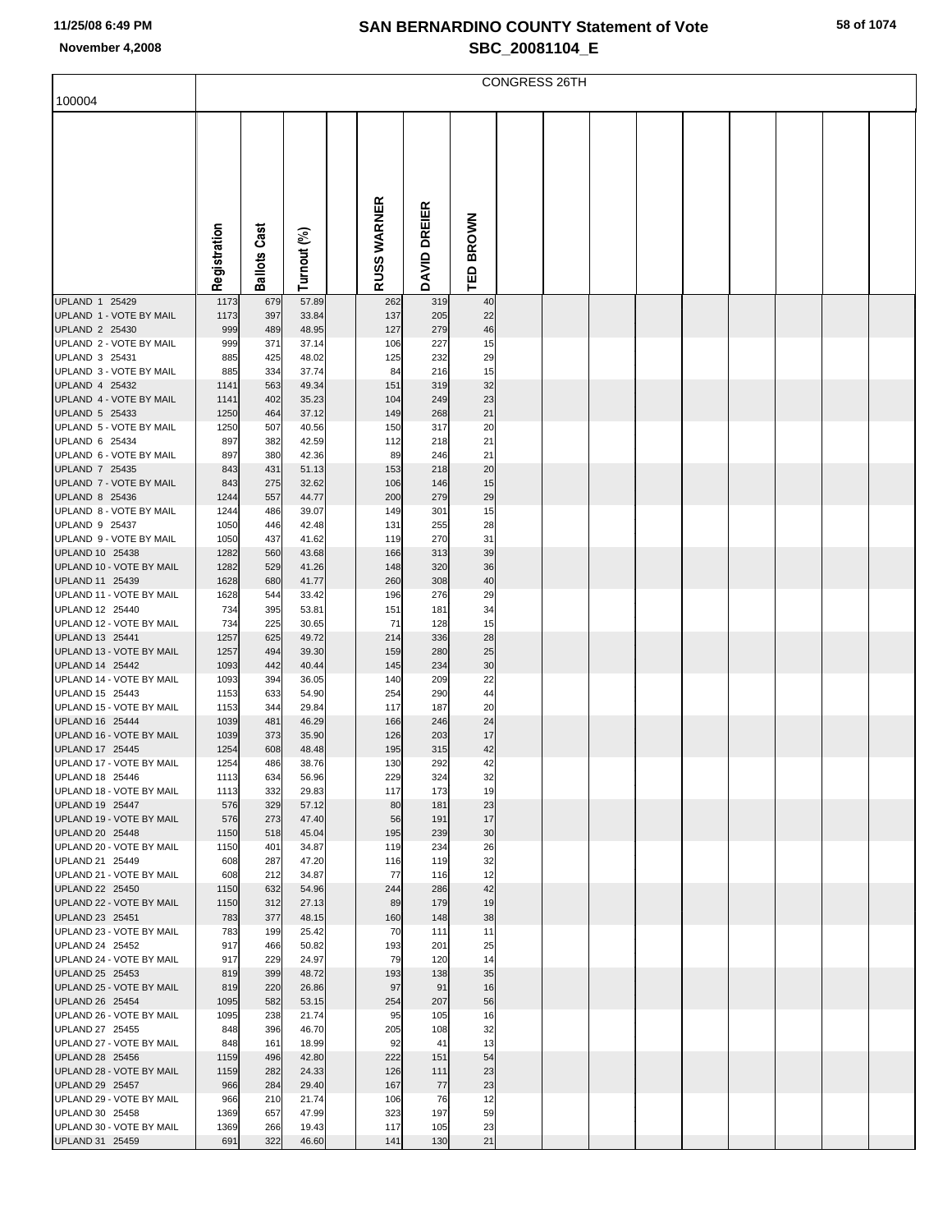# SAN BERNARDINO COUNTY Statement of Vote

## SBC_20081104_E

November 4,2008

| 100004 | CONGRESS 26TH | | | | | | |
|---|---|---|---|---|---|---|---|
| | Registration | Ballots Cast | Turnout (%) | | RUSS WARNER | DAVID DREIER | TED BROWN |
| UPLAND 1 25429 | 1173 | 679 | 57.89 | | 262 | 319 | 40 |
| UPLAND 1 - VOTE BY MAIL | 1173 | 397 | 33.84 | | 137 | 205 | 22 |
| UPLAND 2 25430 | 999 | 489 | 48.95 | | 127 | 279 | 46 |
| UPLAND 2 - VOTE BY MAIL | 999 | 371 | 37.14 | | 106 | 227 | 15 |
| UPLAND 3 25431 | 885 | 425 | 48.02 | | 125 | 232 | 29 |
| UPLAND 3 - VOTE BY MAIL | 885 | 334 | 37.74 | | 84 | 216 | 15 |
| UPLAND 4 25432 | 1141 | 563 | 49.34 | | 151 | 319 | 32 |
| UPLAND 4 - VOTE BY MAIL | 1141 | 402 | 35.23 | | 104 | 249 | 23 |
| UPLAND 5 25433 | 1250 | 464 | 37.12 | | 149 | 268 | 21 |
| UPLAND 5 - VOTE BY MAIL | 1250 | 507 | 40.56 | | 150 | 317 | 20 |
| UPLAND 6 25434 | 897 | 382 | 42.59 | | 112 | 218 | 21 |
| UPLAND 6 - VOTE BY MAIL | 897 | 380 | 42.36 | | 89 | 246 | 21 |
| UPLAND 7 25435 | 843 | 431 | 51.13 | | 153 | 218 | 20 |
| UPLAND 7 - VOTE BY MAIL | 843 | 275 | 32.62 | | 106 | 146 | 15 |
| UPLAND 8 25436 | 1244 | 557 | 44.77 | | 200 | 279 | 29 |
| UPLAND 8 - VOTE BY MAIL | 1244 | 486 | 39.07 | | 149 | 301 | 15 |
| UPLAND 9 25437 | 1050 | 446 | 42.48 | | 131 | 255 | 28 |
| UPLAND 9 - VOTE BY MAIL | 1050 | 437 | 41.62 | | 119 | 270 | 31 |
| UPLAND 10 25438 | 1282 | 560 | 43.68 | | 166 | 313 | 39 |
| UPLAND 10 - VOTE BY MAIL | 1282 | 529 | 41.26 | | 148 | 320 | 36 |
| UPLAND 11 25439 | 1628 | 680 | 41.77 | | 260 | 308 | 40 |
| UPLAND 11 - VOTE BY MAIL | 1628 | 544 | 33.42 | | 196 | 276 | 29 |
| UPLAND 12 25440 | 734 | 395 | 53.81 | | 151 | 181 | 34 |
| UPLAND 12 - VOTE BY MAIL | 734 | 225 | 30.65 | | 71 | 128 | 15 |
| UPLAND 13 25441 | 1257 | 625 | 49.72 | | 214 | 336 | 28 |
| UPLAND 13 - VOTE BY MAIL | 1257 | 494 | 39.30 | | 159 | 280 | 25 |
| UPLAND 14 25442 | 1093 | 442 | 40.44 | | 145 | 234 | 30 |
| UPLAND 14 - VOTE BY MAIL | 1093 | 394 | 36.05 | | 140 | 209 | 22 |
| UPLAND 15 25443 | 1153 | 633 | 54.90 | | 254 | 290 | 44 |
| UPLAND 15 - VOTE BY MAIL | 1153 | 344 | 29.84 | | 117 | 187 | 20 |
| UPLAND 16 25444 | 1039 | 481 | 46.29 | | 166 | 246 | 24 |
| UPLAND 16 - VOTE BY MAIL | 1039 | 373 | 35.90 | | 126 | 203 | 17 |
| UPLAND 17 25445 | 1254 | 608 | 48.48 | | 195 | 315 | 42 |
| UPLAND 17 - VOTE BY MAIL | 1254 | 486 | 38.76 | | 130 | 292 | 42 |
| UPLAND 18 25446 | 1113 | 634 | 56.96 | | 229 | 324 | 32 |
| UPLAND 18 - VOTE BY MAIL | 1113 | 332 | 29.83 | | 117 | 173 | 19 |
| UPLAND 19 25447 | 576 | 329 | 57.12 | | 80 | 181 | 23 |
| UPLAND 19 - VOTE BY MAIL | 576 | 273 | 47.40 | | 56 | 191 | 17 |
| UPLAND 20 25448 | 1150 | 518 | 45.04 | | 195 | 239 | 30 |
| UPLAND 20 - VOTE BY MAIL | 1150 | 401 | 34.87 | | 119 | 234 | 26 |
| UPLAND 21 25449 | 608 | 287 | 47.20 | | 116 | 119 | 32 |
| UPLAND 21 - VOTE BY MAIL | 608 | 212 | 34.87 | | 77 | 116 | 12 |
| UPLAND 22 25450 | 1150 | 632 | 54.96 | | 244 | 286 | 42 |
| UPLAND 22 - VOTE BY MAIL | 1150 | 312 | 27.13 | | 89 | 179 | 19 |
| UPLAND 23 25451 | 783 | 377 | 48.15 | | 160 | 148 | 38 |
| UPLAND 23 - VOTE BY MAIL | 783 | 199 | 25.42 | | 70 | 111 | 11 |
| UPLAND 24 25452 | 917 | 466 | 50.82 | | 193 | 201 | 25 |
| UPLAND 24 - VOTE BY MAIL | 917 | 229 | 24.97 | | 79 | 120 | 14 |
| UPLAND 25 25453 | 819 | 399 | 48.72 | | 193 | 138 | 35 |
| UPLAND 25 - VOTE BY MAIL | 819 | 220 | 26.86 | | 97 | 91 | 16 |
| UPLAND 26 25454 | 1095 | 582 | 53.15 | | 254 | 207 | 56 |
| UPLAND 26 - VOTE BY MAIL | 1095 | 238 | 21.74 | | 95 | 105 | 16 |
| UPLAND 27 25455 | 848 | 396 | 46.70 | | 205 | 108 | 32 |
| UPLAND 27 - VOTE BY MAIL | 848 | 161 | 18.99 | | 92 | 41 | 13 |
| UPLAND 28 25456 | 1159 | 496 | 42.80 | | 222 | 151 | 54 |
| UPLAND 28 - VOTE BY MAIL | 1159 | 282 | 24.33 | | 126 | 111 | 23 |
| UPLAND 29 25457 | 966 | 284 | 29.40 | | 167 | 77 | 23 |
| UPLAND 29 - VOTE BY MAIL | 966 | 210 | 21.74 | | 106 | 76 | 12 |
| UPLAND 30 25458 | 1369 | 657 | 47.99 | | 323 | 197 | 59 |
| UPLAND 30 - VOTE BY MAIL | 1369 | 266 | 19.43 | | 117 | 105 | 23 |
| UPLAND 31 25459 | 691 | 322 | 46.60 | | 141 | 130 | 21 |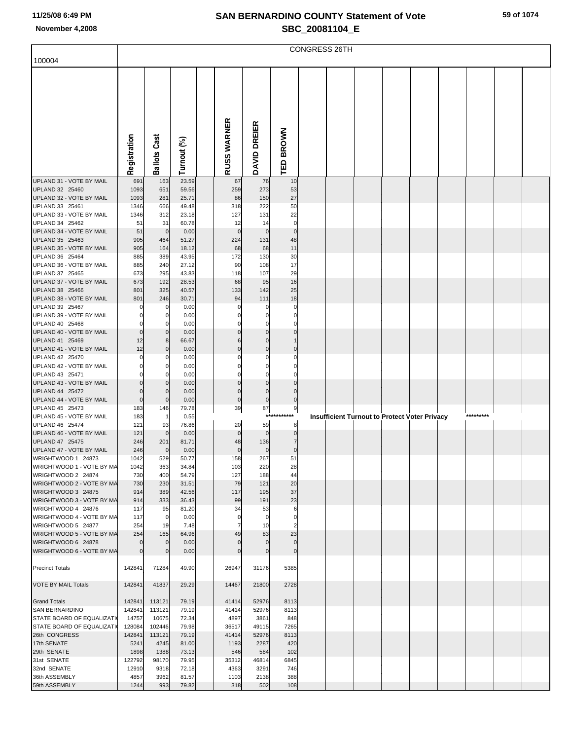# SAN BERNARDINO COUNTY Statement of Vote

## SBC_20081104_E

November 4,2008

100004

CONGRESS 26TH

| | Registration | Ballots Cast | Turnout (%) | | RUSS WARNER | DAVID DREIER | TED BROWN |
|---|---|---|---|---|---|---|---|
| UPLAND 31 - VOTE BY MAIL | 691 | 163 | 23.59 | | 67 | 76 | 10 |
| UPLAND 32 25460 | 1093 | 651 | 59.56 | | 259 | 273 | 53 |
| UPLAND 32 - VOTE BY MAIL | 1093 | 281 | 25.71 | | 86 | 150 | 27 |
| UPLAND 33 25461 | 1346 | 666 | 49.48 | | 318 | 222 | 50 |
| UPLAND 33 - VOTE BY MAIL | 1346 | 312 | 23.18 | | 127 | 131 | 22 |
| UPLAND 34 25462 | 51 | 31 | 60.78 | | 12 | 14 | 0 |
| UPLAND 34 - VOTE BY MAIL | 51 | 0 | 0.00 | | 0 | 0 | 0 |
| UPLAND 35 25463 | 905 | 464 | 51.27 | | 224 | 131 | 48 |
| UPLAND 35 - VOTE BY MAIL | 905 | 164 | 18.12 | | 68 | 68 | 11 |
| UPLAND 36 25464 | 885 | 389 | 43.95 | | 172 | 130 | 30 |
| UPLAND 36 - VOTE BY MAIL | 885 | 240 | 27.12 | | 90 | 108 | 17 |
| UPLAND 37 25465 | 673 | 295 | 43.83 | | 118 | 107 | 29 |
| UPLAND 37 - VOTE BY MAIL | 673 | 192 | 28.53 | | 68 | 95 | 16 |
| UPLAND 38 25466 | 801 | 325 | 40.57 | | 133 | 142 | 25 |
| UPLAND 38 - VOTE BY MAIL | 801 | 246 | 30.71 | | 94 | 111 | 18 |
| UPLAND 39 25467 | 0 | 0 | 0.00 | | 0 | 0 | 0 |
| UPLAND 39 - VOTE BY MAIL | 0 | 0 | 0.00 | | 0 | 0 | 0 |
| UPLAND 40 25468 | 0 | 0 | 0.00 | | 0 | 0 | 0 |
| UPLAND 40 - VOTE BY MAIL | 0 | 0 | 0.00 | | 0 | 0 | 0 |
| UPLAND 41 25469 | 12 | 8 | 66.67 | | 6 | 0 | 1 |
| UPLAND 41 - VOTE BY MAIL | 12 | 0 | 0.00 | | 0 | 0 | 0 |
| UPLAND 42 25470 | 0 | 0 | 0.00 | | 0 | 0 | 0 |
| UPLAND 42 - VOTE BY MAIL | 0 | 0 | 0.00 | | 0 | 0 | 0 |
| UPLAND 43 25471 | 0 | 0 | 0.00 | | 0 | 0 | 0 |
| UPLAND 43 - VOTE BY MAIL | 0 | 0 | 0.00 | | 0 | 0 | 0 |
| UPLAND 44 25472 | 0 | 0 | 0.00 | | 0 | 0 | 0 |
| UPLAND 44 - VOTE BY MAIL | 0 | 0 | 0.00 | | 0 | 0 | 0 |
| UPLAND 45 25473 | 183 | 146 | 79.78 | | 39 | 87 | 9 |
| UPLAND 45 - VOTE BY MAIL | 183 | 1 | 0.55 | | *********** Insufficient Turnout to Protect Voter Privacy ********* | | |
| UPLAND 46 25474 | 121 | 93 | 76.86 | | 20 | 59 | 8 |
| UPLAND 46 - VOTE BY MAIL | 121 | 0 | 0.00 | | 0 | 0 | 0 |
| UPLAND 47 25475 | 246 | 201 | 81.71 | | 48 | 136 | 7 |
| UPLAND 47 - VOTE BY MAIL | 246 | 0 | 0.00 | | 0 | 0 | 0 |
| WRIGHTWOOD 1 24873 | 1042 | 529 | 50.77 | | 158 | 267 | 51 |
| WRIGHTWOOD 1 - VOTE BY MA | 1042 | 363 | 34.84 | | 103 | 220 | 28 |
| WRIGHTWOOD 2 24874 | 730 | 400 | 54.79 | | 127 | 188 | 44 |
| WRIGHTWOOD 2 - VOTE BY MA | 730 | 230 | 31.51 | | 79 | 121 | 20 |
| WRIGHTWOOD 3 24875 | 914 | 389 | 42.56 | | 117 | 195 | 37 |
| WRIGHTWOOD 3 - VOTE BY MA | 914 | 333 | 36.43 | | 99 | 191 | 23 |
| WRIGHTWOOD 4 24876 | 117 | 95 | 81.20 | | 34 | 53 | 6 |
| WRIGHTWOOD 4 - VOTE BY MA | 117 | 0 | 0.00 | | 0 | 0 | 0 |
| WRIGHTWOOD 5 24877 | 254 | 19 | 7.48 | | 7 | 10 | 2 |
| WRIGHTWOOD 5 - VOTE BY MA | 254 | 165 | 64.96 | | 49 | 83 | 23 |
| WRIGHTWOOD 6 24878 | 0 | 0 | 0.00 | | 0 | 0 | 0 |
| WRIGHTWOOD 6 - VOTE BY MA | 0 | 0 | 0.00 | | 0 | 0 | 0 |
| Precinct Totals | 142841 | 71284 | 49.90 | | 26947 | 31176 | 5385 |
| VOTE BY MAIL Totals | 142841 | 41837 | 29.29 | | 14467 | 21800 | 2728 |
| Grand Totals | 142841 | 113121 | 79.19 | | 41414 | 52976 | 8113 |
| SAN BERNARDINO | 142841 | 113121 | 79.19 | | 41414 | 52976 | 8113 |
| STATE BOARD OF EQUALIZATI | 14757 | 10675 | 72.34 | | 4897 | 3861 | 848 |
| STATE BOARD OF EQUALIZATI | 128084 | 102446 | 79.98 | | 36517 | 49115 | 7265 |
| 26th CONGRESS | 142841 | 113121 | 79.19 | | 41414 | 52976 | 8113 |
| 17th SENATE | 5241 | 4245 | 81.00 | | 1193 | 2287 | 420 |
| 29th SENATE | 1898 | 1388 | 73.13 | | 546 | 584 | 102 |
| 31st SENATE | 122792 | 98170 | 79.95 | | 35312 | 46814 | 6845 |
| 32nd SENATE | 12910 | 9318 | 72.18 | | 4363 | 3291 | 746 |
| 36th ASSEMBLY | 4857 | 3962 | 81.57 | | 1103 | 2138 | 388 |
| 59th ASSEMBLY | 1244 | 993 | 79.82 | | 318 | 502 | 108 |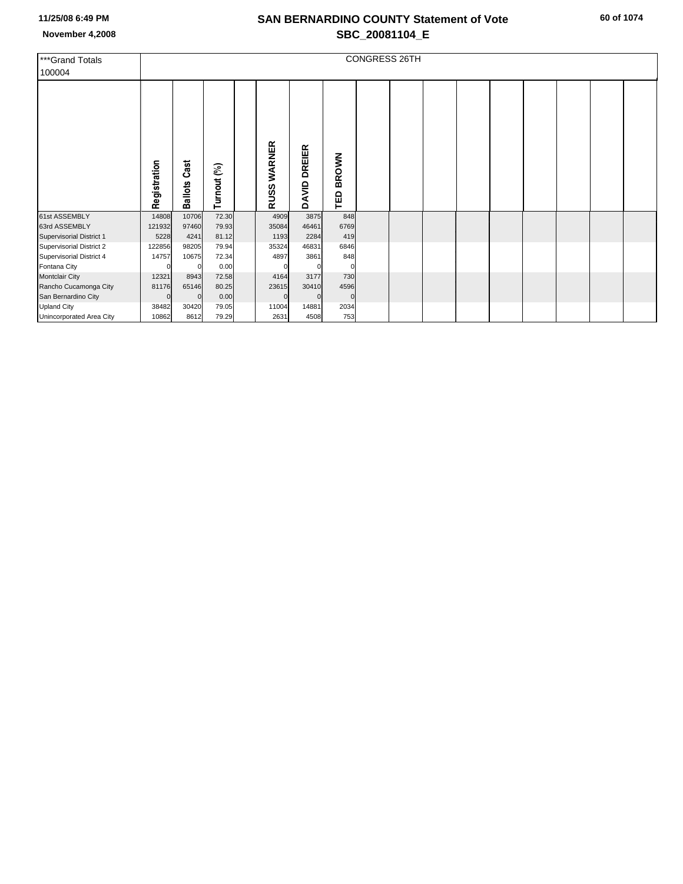# SAN BERNARDINO COUNTY Statement of Vote

## SBC_20081104_E

11/25/08 6:49 PM

November 4,2008

***Grand Totals
100004

CONGRESS 26TH

| | Registration | Ballots Cast | Turnout (%) | | RUSS WARNER | DAVID DREIER | TED BROWN |
|---|---|---|---|---|---|---|---|
| 61st ASSEMBLY | 14808 | 10706 | 72.30 | | 4909 | 3875 | 848 |
| 63rd ASSEMBLY | 121932 | 97460 | 79.93 | | 35084 | 46461 | 6769 |
| Supervisorial District 1 | 5228 | 4241 | 81.12 | | 1193 | 2284 | 419 |
| Supervisorial District 2 | 122856 | 98205 | 79.94 | | 35324 | 46831 | 6846 |
| Supervisorial District 4 | 14757 | 10675 | 72.34 | | 4897 | 3861 | 848 |
| Fontana City | 0 | 0 | 0.00 | | 0 | 0 | 0 |
| Montclair City | 12321 | 8943 | 72.58 | | 4164 | 3177 | 730 |
| Rancho Cucamonga City | 81176 | 65146 | 80.25 | | 23615 | 30410 | 4596 |
| San Bernardino City | 0 | 0 | 0.00 | | 0 | 0 | 0 |
| Upland City | 38482 | 30420 | 79.05 | | 11004 | 14881 | 2034 |
| Unincorporated Area City | 10862 | 8612 | 79.29 | | 2631 | 4508 | 753 |